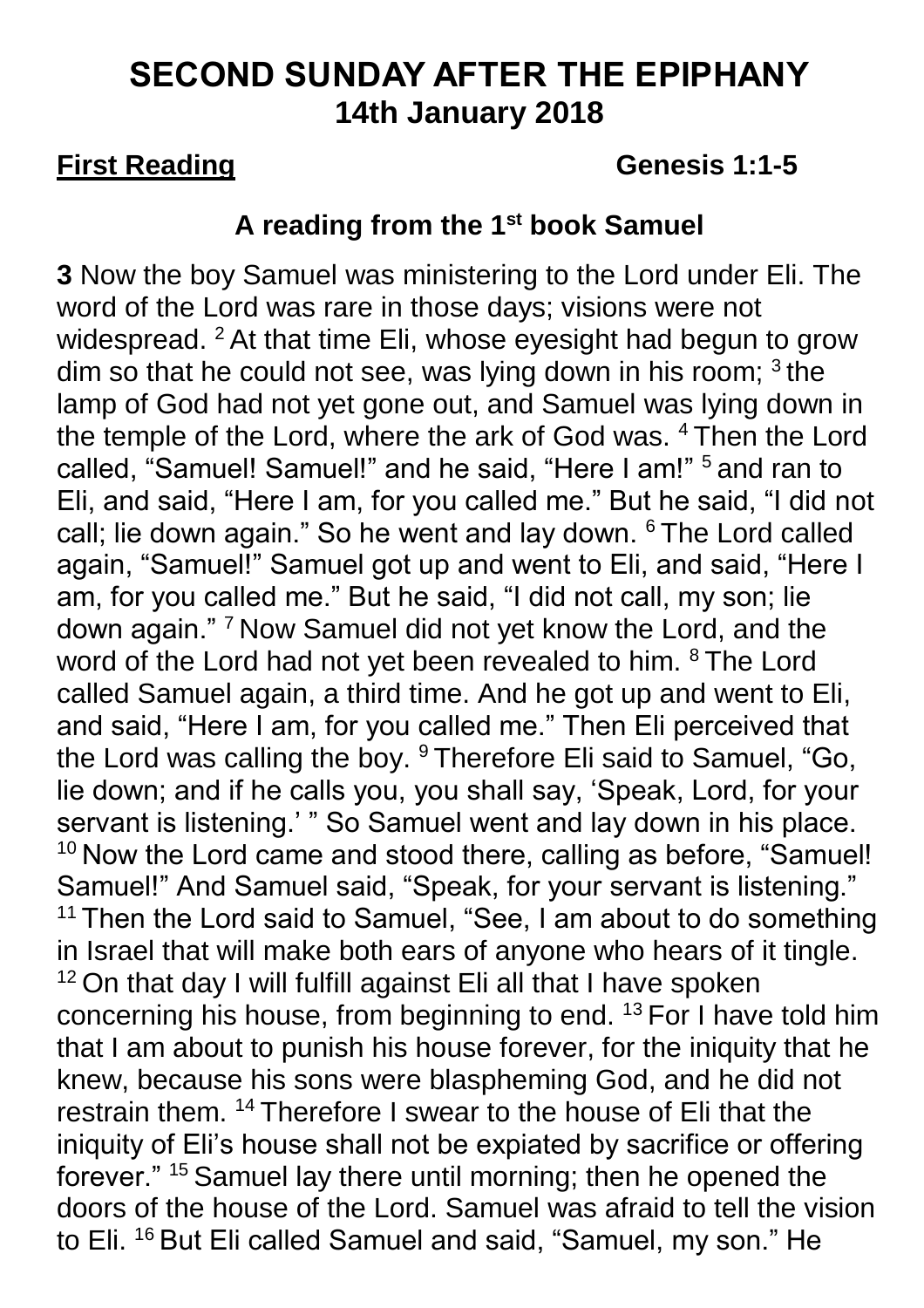# SECOND SUNDAY AFTER THE EPIPHANY
## 14th January 2018

**First Reading** **Genesis 1:1-5**

**A reading from the 1st book Samuel**

**3** Now the boy Samuel was ministering to the Lord under Eli. The word of the Lord was rare in those days; visions were not widespread. 2 At that time Eli, whose eyesight had begun to grow dim so that he could not see, was lying down in his room; 3 the lamp of God had not yet gone out, and Samuel was lying down in the temple of the Lord, where the ark of God was. 4 Then the Lord called, "Samuel! Samuel!" and he said, "Here I am!" 5 and ran to Eli, and said, "Here I am, for you called me." But he said, "I did not call; lie down again." So he went and lay down. 6 The Lord called again, "Samuel!" Samuel got up and went to Eli, and said, "Here I am, for you called me." But he said, "I did not call, my son; lie down again." 7 Now Samuel did not yet know the Lord, and the word of the Lord had not yet been revealed to him. 8 The Lord called Samuel again, a third time. And he got up and went to Eli, and said, "Here I am, for you called me." Then Eli perceived that the Lord was calling the boy. 9 Therefore Eli said to Samuel, "Go, lie down; and if he calls you, you shall say, 'Speak, Lord, for your servant is listening.' " So Samuel went and lay down in his place. 10 Now the Lord came and stood there, calling as before, "Samuel! Samuel!" And Samuel said, "Speak, for your servant is listening." 11 Then the Lord said to Samuel, "See, I am about to do something in Israel that will make both ears of anyone who hears of it tingle. 12 On that day I will fulfill against Eli all that I have spoken concerning his house, from beginning to end. 13 For I have told him that I am about to punish his house forever, for the iniquity that he knew, because his sons were blaspheming God, and he did not restrain them. 14 Therefore I swear to the house of Eli that the iniquity of Eli's house shall not be expiated by sacrifice or offering forever." 15 Samuel lay there until morning; then he opened the doors of the house of the Lord. Samuel was afraid to tell the vision to Eli. 16 But Eli called Samuel and said, "Samuel, my son." He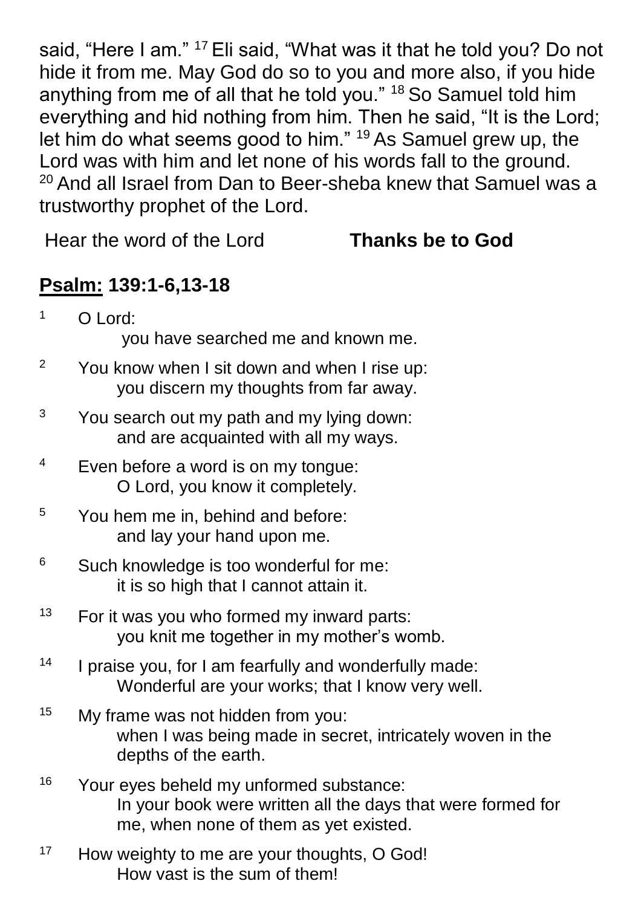said, "Here I am." [17] Eli said, "What was it that he told you? Do not hide it from me. May God do so to you and more also, if you hide anything from me of all that he told you." [18] So Samuel told him everything and hid nothing from him. Then he said, "It is the Lord; let him do what seems good to him." [19] As Samuel grew up, the Lord was with him and let none of his words fall to the ground. [20] And all Israel from Dan to Beer-sheba knew that Samuel was a trustworthy prophet of the Lord.

Hear the word of the Lord **Thanks be to God**

## **Psalm: 139:1-6,13-18**

[1] O Lord:
you have searched me and known me.

[2] You know when I sit down and when I rise up:
you discern my thoughts from far away.

[3] You search out my path and my lying down:
and are acquainted with all my ways.

[4] Even before a word is on my tongue:
O Lord, you know it completely.

[5] You hem me in, behind and before:
and lay your hand upon me.

[6] Such knowledge is too wonderful for me:
it is so high that I cannot attain it.

[13] For it was you who formed my inward parts:
you knit me together in my mother's womb.

[14] I praise you, for I am fearfully and wonderfully made:
Wonderful are your works; that I know very well.

[15] My frame was not hidden from you:
when I was being made in secret, intricately woven in the depths of the earth.

[16] Your eyes beheld my unformed substance:
In your book were written all the days that were formed for me, when none of them as yet existed.

[17] How weighty to me are your thoughts, O God!
How vast is the sum of them!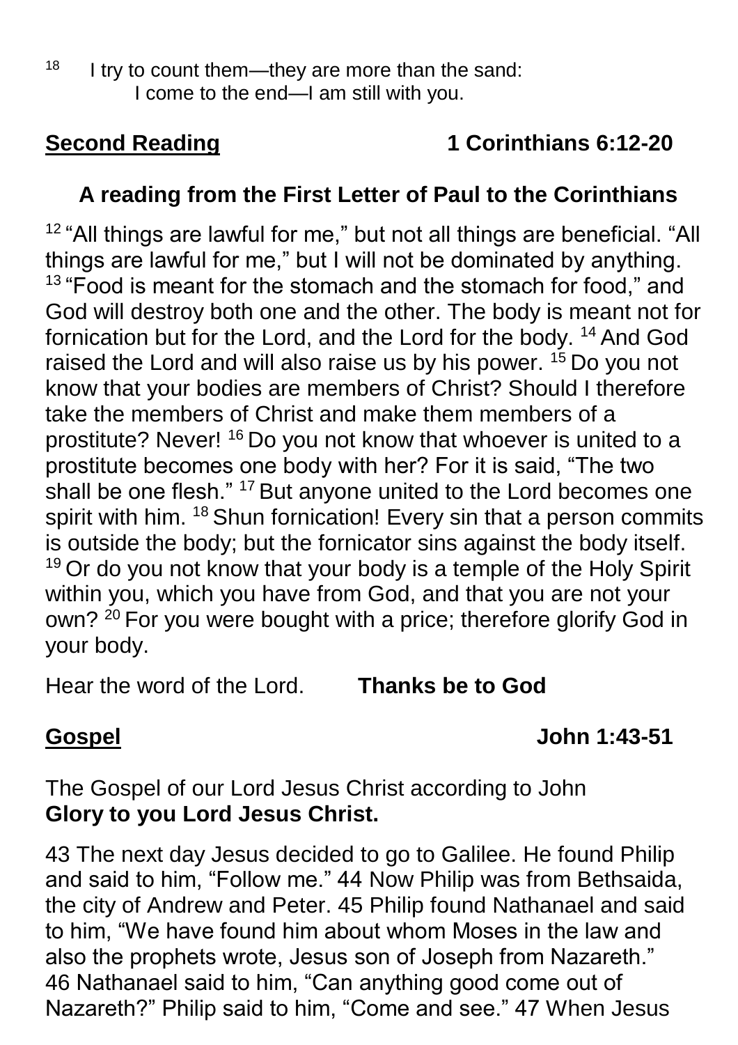[18] I try to count them—they are more than the sand:
I come to the end—I am still with you.

**Second Reading** **1 Corinthians 6:12-20**

### A reading from the First Letter of Paul to the Corinthians

[12] "All things are lawful for me," but not all things are beneficial. "All things are lawful for me," but I will not be dominated by anything. [13] "Food is meant for the stomach and the stomach for food," and God will destroy both one and the other. The body is meant not for fornication but for the Lord, and the Lord for the body. [14] And God raised the Lord and will also raise us by his power. [15] Do you not know that your bodies are members of Christ? Should I therefore take the members of Christ and make them members of a prostitute? Never! [16] Do you not know that whoever is united to a prostitute becomes one body with her? For it is said, "The two shall be one flesh." [17] But anyone united to the Lord becomes one spirit with him. [18] Shun fornication! Every sin that a person commits is outside the body; but the fornicator sins against the body itself. [19] Or do you not know that your body is a temple of the Holy Spirit within you, which you have from God, and that you are not your own? [20] For you were bought with a price; therefore glorify God in your body.

Hear the word of the Lord. **Thanks be to God**

**Gospel** **John 1:43-51**

The Gospel of our Lord Jesus Christ according to John
**Glory to you Lord Jesus Christ.**

43 The next day Jesus decided to go to Galilee. He found Philip and said to him, "Follow me." 44 Now Philip was from Bethsaida, the city of Andrew and Peter. 45 Philip found Nathanael and said to him, "We have found him about whom Moses in the law and also the prophets wrote, Jesus son of Joseph from Nazareth." 46 Nathanael said to him, "Can anything good come out of Nazareth?" Philip said to him, "Come and see." 47 When Jesus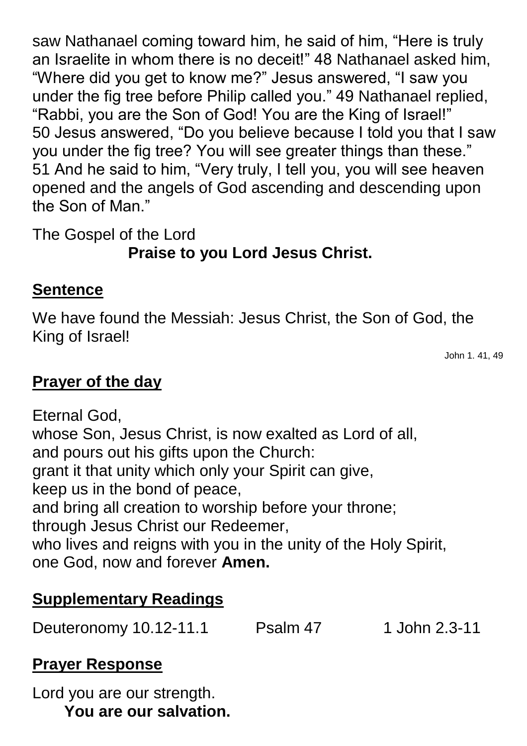saw Nathanael coming toward him, he said of him, "Here is truly an Israelite in whom there is no deceit!" 48 Nathanael asked him, "Where did you get to know me?" Jesus answered, "I saw you under the fig tree before Philip called you." 49 Nathanael replied, "Rabbi, you are the Son of God! You are the King of Israel!" 50 Jesus answered, "Do you believe because I told you that I saw you under the fig tree? You will see greater things than these." 51 And he said to him, "Very truly, I tell you, you will see heaven opened and the angels of God ascending and descending upon the Son of Man."

The Gospel of the Lord
**Praise to you Lord Jesus Christ.**

## Sentence

We have found the Messiah: Jesus Christ, the Son of God, the King of Israel!

John 1. 41, 49

## Prayer of the day

Eternal God,
whose Son, Jesus Christ, is now exalted as Lord of all,
and pours out his gifts upon the Church:
grant it that unity which only your Spirit can give,
keep us in the bond of peace,
and bring all creation to worship before your throne;
through Jesus Christ our Redeemer,
who lives and reigns with you in the unity of the Holy Spirit,
one God, now and forever **Amen.**

## Supplementary Readings

Deuteronomy 10.12-11.1 Psalm 47 1 John 2.3-11

## Prayer Response

Lord you are our strength.
**You are our salvation.**